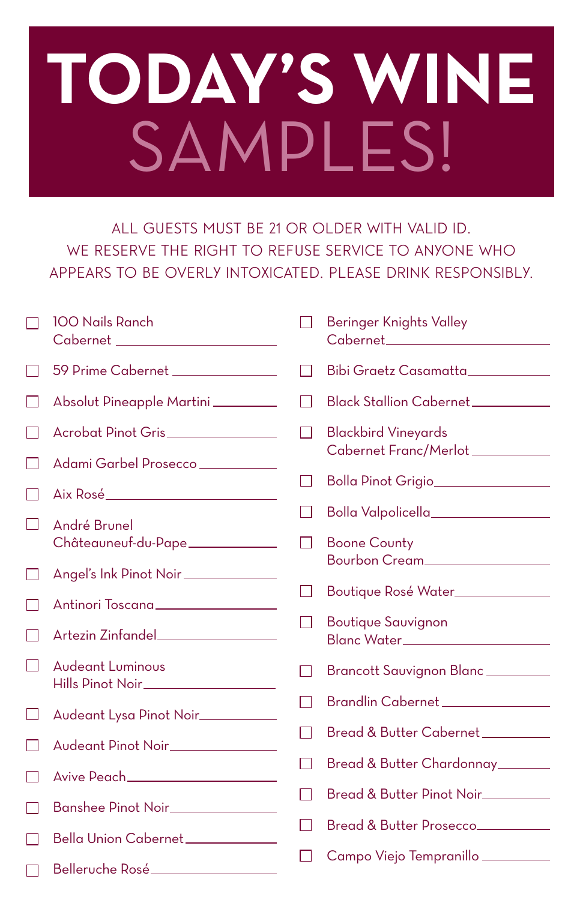# TODAY'S WINE SAMPLES!

ALL GUESTS MUST BE 21 OR OLDER WITH VALID ID.
WE RESERVE THE RIGHT TO REFUSE SERVICE TO ANYONE WHO APPEARS TO BE OVERLY INTOXICATED. PLEASE DRINK RESPONSIBLY.

- [ ] 100 Nails Ranch Cabernet ____________
- [ ] 59 Prime Cabernet ____________
- [ ] Absolut Pineapple Martini ____________
- [ ] Acrobat Pinot Gris ____________
- [ ] Adami Garbel Prosecco ____________
- [ ] Aix Rosé ____________
- [ ] André Brunel Châteauneuf-du-Pape ____________
- [ ] Angel's Ink Pinot Noir ____________
- [ ] Antinori Toscana ____________
- [ ] Artezin Zinfandel ____________
- [ ] Audeant Luminous Hills Pinot Noir ____________
- [ ] Audeant Lysa Pinot Noir ____________
- [ ] Audeant Pinot Noir ____________
- [ ] Avive Peach ____________
- [ ] Banshee Pinot Noir ____________
- [ ] Bella Union Cabernet ____________
- [ ] Belleruche Rosé ____________
- [ ] Beringer Knights Valley Cabernet ____________
- [ ] Bibi Graetz Casamatta ____________
- [ ] Black Stallion Cabernet ____________
- [ ] Blackbird Vineyards Cabernet Franc/Merlot ____________
- [ ] Bolla Pinot Grigio ____________
- [ ] Bolla Valpolicella ____________
- [ ] Boone County Bourbon Cream ____________
- [ ] Boutique Rosé Water ____________
- [ ] Boutique Sauvignon Blanc Water ____________
- [ ] Brancott Sauvignon Blanc ____________
- [ ] Brandlin Cabernet ____________
- [ ] Bread & Butter Cabernet ____________
- [ ] Bread & Butter Chardonnay ____________
- [ ] Bread & Butter Pinot Noir ____________
- [ ] Bread & Butter Prosecco ____________
- [ ] Campo Viejo Tempranillo ____________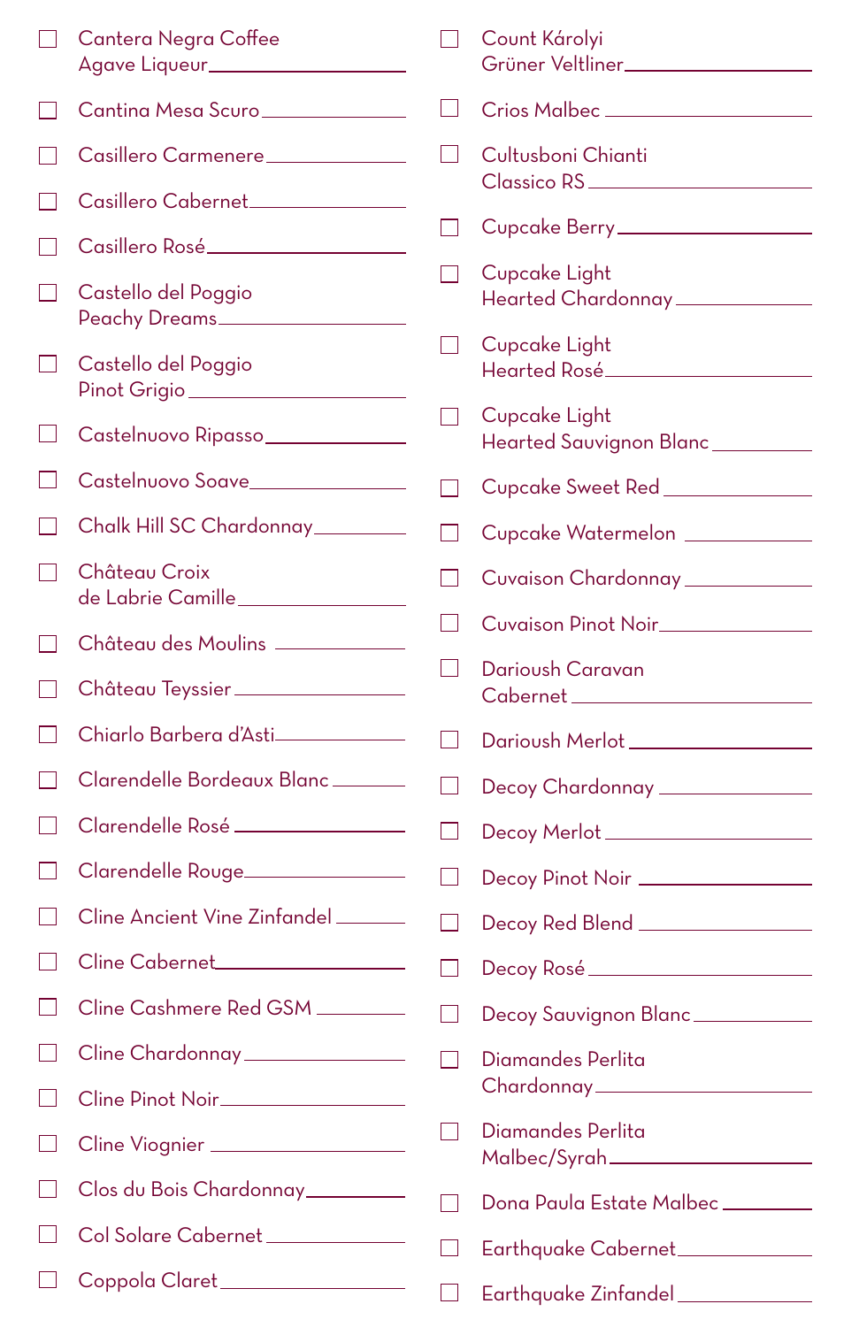- [ ] Cantera Negra Coffee Agave Liqueur ____________
- [ ] Cantina Mesa Scuro ____________
- [ ] Casillero Carmenere ____________
- [ ] Casillero Cabernet ____________
- [ ] Casillero Rosé ____________
- [ ] Castello del Poggio Peachy Dreams ____________
- [ ] Castello del Poggio Pinot Grigio ____________
- [ ] Castelnuovo Ripasso ____________
- [ ] Castelnuovo Soave ____________
- [ ] Chalk Hill SC Chardonnay ____________
- [ ] Château Croix de Labrie Camille ____________
- [ ] Château des Moulins ____________
- [ ] Château Teyssier ____________
- [ ] Chiarlo Barbera d'Asti ____________
- [ ] Clarendelle Bordeaux Blanc ____________
- [ ] Clarendelle Rosé ____________
- [ ] Clarendelle Rouge ____________
- [ ] Cline Ancient Vine Zinfandel ____________
- [ ] Cline Cabernet ____________
- [ ] Cline Cashmere Red GSM ____________
- [ ] Cline Chardonnay ____________
- [ ] Cline Pinot Noir ____________
- [ ] Cline Viognier ____________
- [ ] Clos du Bois Chardonnay ____________
- [ ] Col Solare Cabernet ____________
- [ ] Coppola Claret ____________
- [ ] Count Károlyi Grüner Veltliner ____________
- [ ] Crios Malbec ____________
- [ ] Cultusboni Chianti Classico RS ____________
- [ ] Cupcake Berry ____________
- [ ] Cupcake Light Hearted Chardonnay ____________
- [ ] Cupcake Light Hearted Rosé ____________
- [ ] Cupcake Light Hearted Sauvignon Blanc ____________
- [ ] Cupcake Sweet Red ____________
- [ ] Cupcake Watermelon ____________
- [ ] Cuvaison Chardonnay ____________
- [ ] Cuvaison Pinot Noir ____________
- [ ] Darioush Caravan Cabernet ____________
- [ ] Darioush Merlot ____________
- [ ] Decoy Chardonnay ____________
- [ ] Decoy Merlot ____________
- [ ] Decoy Pinot Noir ____________
- [ ] Decoy Red Blend ____________
- [ ] Decoy Rosé ____________
- [ ] Decoy Sauvignon Blanc ____________
- [ ] Diamandes Perlita Chardonnay ____________
- [ ] Diamandes Perlita Malbec/Syrah ____________
- [ ] Dona Paula Estate Malbec ____________
- [ ] Earthquake Cabernet ____________
- [ ] Earthquake Zinfandel ____________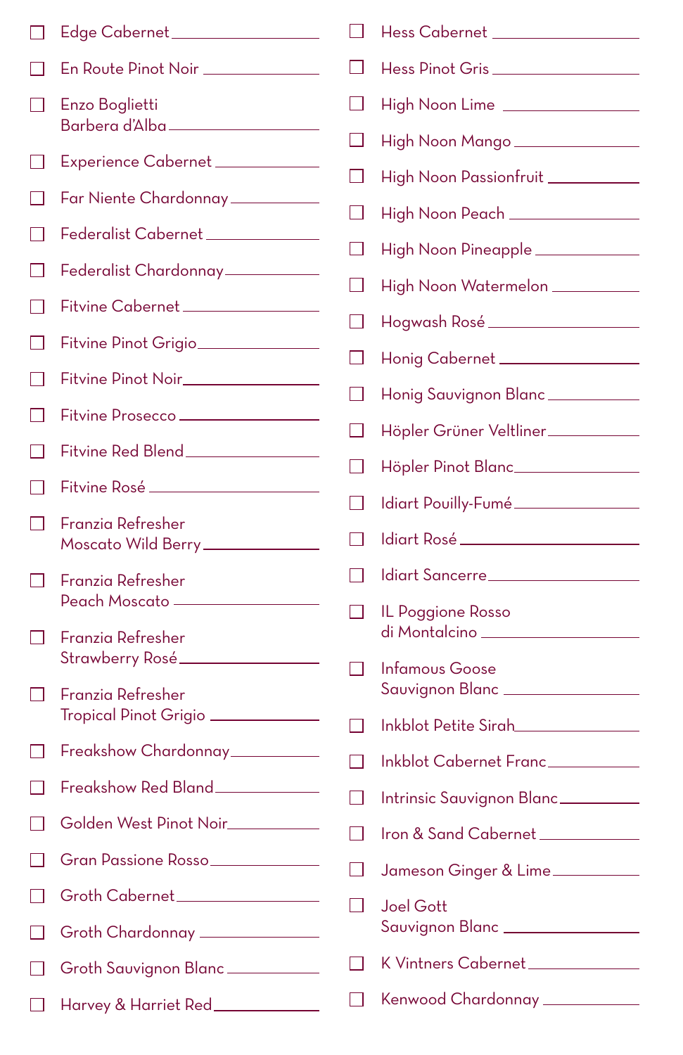- ☐ Edge Cabernet ____________
- ☐ En Route Pinot Noir ____________
- ☐ Enzo Boglietti Barbera d'Alba ____________
- ☐ Experience Cabernet ____________
- ☐ Far Niente Chardonnay ____________
- ☐ Federalist Cabernet ____________
- ☐ Federalist Chardonnay ____________
- ☐ Fitvine Cabernet ____________
- ☐ Fitvine Pinot Grigio ____________
- ☐ Fitvine Pinot Noir ____________
- ☐ Fitvine Prosecco ____________
- ☐ Fitvine Red Blend ____________
- ☐ Fitvine Rosé ____________
- ☐ Franzia Refresher Moscato Wild Berry ____________
- ☐ Franzia Refresher Peach Moscato ____________
- ☐ Franzia Refresher Strawberry Rosé ____________
- ☐ Franzia Refresher Tropical Pinot Grigio ____________
- ☐ Freakshow Chardonnay ____________
- ☐ Freakshow Red Bland ____________
- ☐ Golden West Pinot Noir ____________
- ☐ Gran Passione Rosso ____________
- ☐ Groth Cabernet ____________
- ☐ Groth Chardonnay ____________
- ☐ Groth Sauvignon Blanc ____________
- ☐ Harvey & Harriet Red ____________
- ☐ Hess Cabernet ____________
- ☐ Hess Pinot Gris ____________
- ☐ High Noon Lime ____________
- ☐ High Noon Mango ____________
- ☐ High Noon Passionfruit ____________
- ☐ High Noon Peach ____________
- ☐ High Noon Pineapple ____________
- ☐ High Noon Watermelon ____________
- ☐ Hogwash Rosé ____________
- ☐ Honig Cabernet ____________
- ☐ Honig Sauvignon Blanc ____________
- ☐ Höpler Grüner Veltliner ____________
- ☐ Höpler Pinot Blanc ____________
- ☐ Idiart Pouilly-Fumé ____________
- ☐ Idiart Rosé ____________
- ☐ Idiart Sancerre ____________
- ☐ IL Poggione Rosso di Montalcino ____________
- ☐ Infamous Goose Sauvignon Blanc ____________
- ☐ Inkblot Petite Sirah ____________
- ☐ Inkblot Cabernet Franc ____________
- ☐ Intrinsic Sauvignon Blanc ____________
- ☐ Iron & Sand Cabernet ____________
- ☐ Jameson Ginger & Lime ____________
- ☐ Joel Gott Sauvignon Blanc ____________
- ☐ K Vintners Cabernet ____________
- ☐ Kenwood Chardonnay ____________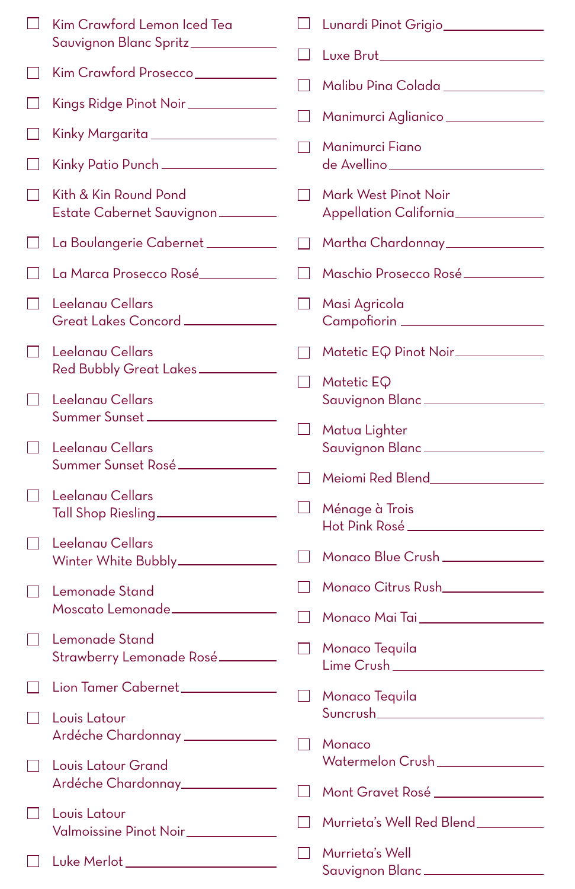- [ ] Kim Crawford Lemon Iced Tea Sauvignon Blanc Spritz ______
- [ ] Kim Crawford Prosecco ______
- [ ] Kings Ridge Pinot Noir ______
- [ ] Kinky Margarita ______
- [ ] Kinky Patio Punch ______
- [ ] Kith & Kin Round Pond Estate Cabernet Sauvignon ______
- [ ] La Boulangerie Cabernet ______
- [ ] La Marca Prosecco Rosé ______
- [ ] Leelanau Cellars Great Lakes Concord ______
- [ ] Leelanau Cellars Red Bubbly Great Lakes ______
- [ ] Leelanau Cellars Summer Sunset ______
- [ ] Leelanau Cellars Summer Sunset Rosé ______
- [ ] Leelanau Cellars Tall Shop Riesling ______
- [ ] Leelanau Cellars Winter White Bubbly ______
- [ ] Lemonade Stand Moscato Lemonade ______
- [ ] Lemonade Stand Strawberry Lemonade Rosé ______
- [ ] Lion Tamer Cabernet ______
- [ ] Louis Latour Ardéche Chardonnay ______
- [ ] Louis Latour Grand Ardéche Chardonnay ______
- [ ] Louis Latour Valmoissine Pinot Noir ______
- [ ] Luke Merlot ______
- [ ] Lunardi Pinot Grigio ______
- [ ] Luxe Brut ______
- [ ] Malibu Pina Colada ______
- [ ] Manimurci Aglianico ______
- [ ] Manimurci Fiano de Avellino ______
- [ ] Mark West Pinot Noir Appellation California ______
- [ ] Martha Chardonnay ______
- [ ] Maschio Prosecco Rosé ______
- [ ] Masi Agricola Campofiorin ______
- [ ] Matetic EQ Pinot Noir ______
- [ ] Matetic EQ Sauvignon Blanc ______
- [ ] Matua Lighter Sauvignon Blanc ______
- [ ] Meiomi Red Blend ______
- [ ] Ménage à Trois Hot Pink Rosé ______
- [ ] Monaco Blue Crush ______
- [ ] Monaco Citrus Rush ______
- [ ] Monaco Mai Tai ______
- [ ] Monaco Tequila Lime Crush ______
- [ ] Monaco Tequila Suncrush ______
- [ ] Monaco Watermelon Crush ______
- [ ] Mont Gravet Rosé ______
- [ ] Murrieta's Well Red Blend ______
- [ ] Murrieta's Well Sauvignon Blanc ______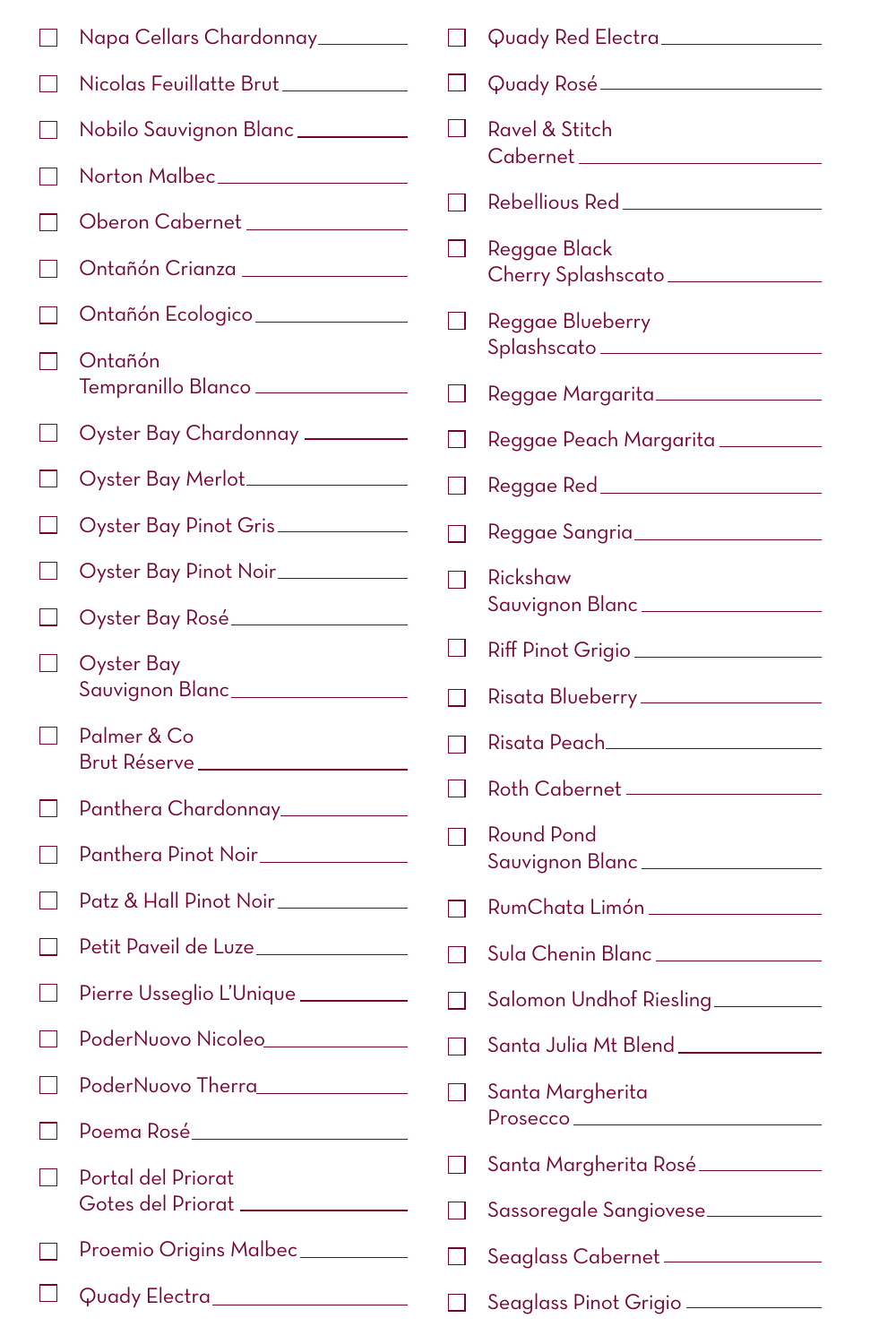- [ ] Napa Cellars Chardonnay
- [ ] Nicolas Feuillatte Brut
- [ ] Nobilo Sauvignon Blanc
- [ ] Norton Malbec
- [ ] Oberon Cabernet
- [ ] Ontañón Crianza
- [ ] Ontañón Ecologico
- [ ] Ontañón Tempranillo Blanco
- [ ] Oyster Bay Chardonnay
- [ ] Oyster Bay Merlot
- [ ] Oyster Bay Pinot Gris
- [ ] Oyster Bay Pinot Noir
- [ ] Oyster Bay Rosé
- [ ] Oyster Bay Sauvignon Blanc
- [ ] Palmer & Co Brut Réserve
- [ ] Panthera Chardonnay
- [ ] Panthera Pinot Noir
- [ ] Patz & Hall Pinot Noir
- [ ] Petit Paveil de Luze
- [ ] Pierre Usseglio L'Unique
- [ ] PoderNuovo Nicoleo
- [ ] PoderNuovo Therra
- [ ] Poema Rosé
- [ ] Portal del Priorat Gotes del Priorat
- [ ] Proemio Origins Malbec
- [ ] Quady Electra
- [ ] Quady Red Electra
- [ ] Quady Rosé
- [ ] Ravel & Stitch Cabernet
- [ ] Rebellious Red
- [ ] Reggae Black Cherry Splashscato
- [ ] Reggae Blueberry Splashscato
- [ ] Reggae Margarita
- [ ] Reggae Peach Margarita
- [ ] Reggae Red
- [ ] Reggae Sangria
- [ ] Rickshaw Sauvignon Blanc
- [ ] Riff Pinot Grigio
- [ ] Risata Blueberry
- [ ] Risata Peach
- [ ] Roth Cabernet
- [ ] Round Pond Sauvignon Blanc
- [ ] RumChata Limón
- [ ] Sula Chenin Blanc
- [ ] Salomon Undhof Riesling
- [ ] Santa Julia Mt Blend
- [ ] Santa Margherita Prosecco
- [ ] Santa Margherita Rosé
- [ ] Sassoregale Sangiovese
- [ ] Seaglass Cabernet
- [ ] Seaglass Pinot Grigio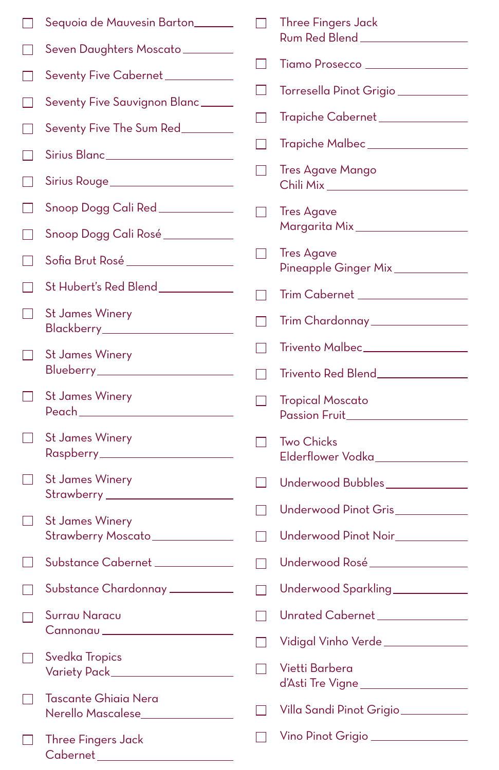- [ ] Sequoia de Mauvesin Barton
- [ ] Seven Daughters Moscato
- [ ] Seventy Five Cabernet
- [ ] Seventy Five Sauvignon Blanc
- [ ] Seventy Five The Sum Red
- [ ] Sirius Blanc
- [ ] Sirius Rouge
- [ ] Snoop Dogg Cali Red
- [ ] Snoop Dogg Cali Rosé
- [ ] Sofia Brut Rosé
- [ ] St Hubert's Red Blend
- [ ] St James Winery Blackberry
- [ ] St James Winery Blueberry
- [ ] St James Winery Peach
- [ ] St James Winery Raspberry
- [ ] St James Winery Strawberry
- [ ] St James Winery Strawberry Moscato
- [ ] Substance Cabernet
- [ ] Substance Chardonnay
- [ ] Surrau Naracu Cannonau
- [ ] Svedka Tropics Variety Pack
- [ ] Tascante Ghiaia Nera Nerello Mascalese
- [ ] Three Fingers Jack Cabernet
- [ ] Three Fingers Jack Rum Red Blend
- [ ] Tiamo Prosecco
- [ ] Torresella Pinot Grigio
- [ ] Trapiche Cabernet
- [ ] Trapiche Malbec
- [ ] Tres Agave Mango Chili Mix
- [ ] Tres Agave Margarita Mix
- [ ] Tres Agave Pineapple Ginger Mix
- [ ] Trim Cabernet
- [ ] Trim Chardonnay
- [ ] Trivento Malbec
- [ ] Trivento Red Blend
- [ ] Tropical Moscato Passion Fruit
- [ ] Two Chicks Elderflower Vodka
- [ ] Underwood Bubbles
- [ ] Underwood Pinot Gris
- [ ] Underwood Pinot Noir
- [ ] Underwood Rosé
- [ ] Underwood Sparkling
- [ ] Unrated Cabernet
- [ ] Vidigal Vinho Verde
- [ ] Vietti Barbera d'Asti Tre Vigne
- [ ] Villa Sandi Pinot Grigio
- [ ] Vino Pinot Grigio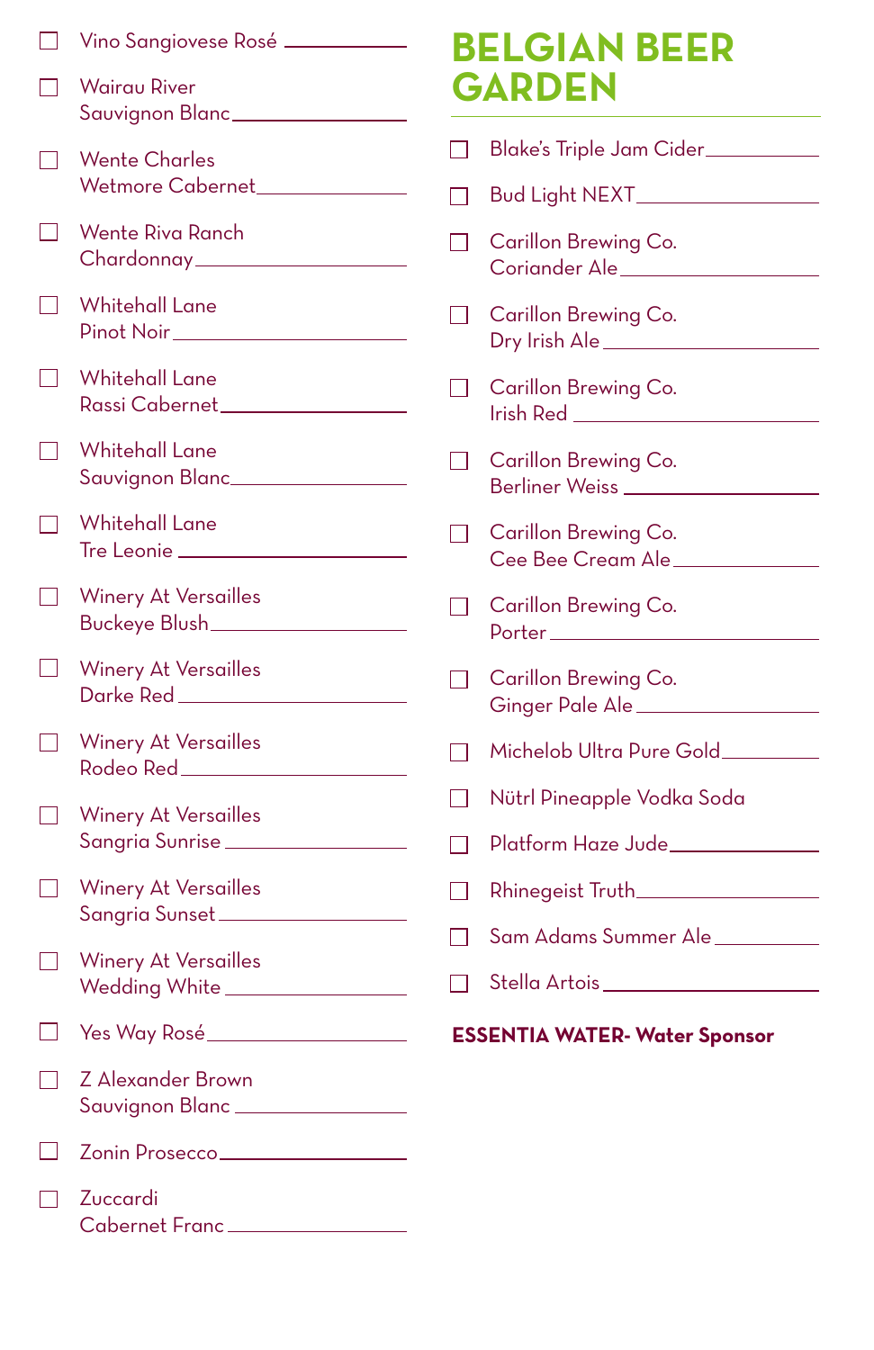- [ ] Vino Sangiovese Rosé
- [ ] Wairau River Sauvignon Blanc
- [ ] Wente Charles Wetmore Cabernet
- [ ] Wente Riva Ranch Chardonnay
- [ ] Whitehall Lane Pinot Noir
- [ ] Whitehall Lane Rassi Cabernet
- [ ] Whitehall Lane Sauvignon Blanc
- [ ] Whitehall Lane Tre Leonie
- [ ] Winery At Versailles Buckeye Blush
- [ ] Winery At Versailles Darke Red
- [ ] Winery At Versailles Rodeo Red
- [ ] Winery At Versailles Sangria Sunrise
- [ ] Winery At Versailles Sangria Sunset
- [ ] Winery At Versailles Wedding White
- [ ] Yes Way Rosé
- [ ] Z Alexander Brown Sauvignon Blanc
- [ ] Zonin Prosecco
- [ ] Zuccardi Cabernet Franc

# BELGIAN BEER GARDEN

- [ ] Blake's Triple Jam Cider
- [ ] Bud Light NEXT
- [ ] Carillon Brewing Co. Coriander Ale
- [ ] Carillon Brewing Co. Dry Irish Ale
- [ ] Carillon Brewing Co. Irish Red
- [ ] Carillon Brewing Co. Berliner Weiss
- [ ] Carillon Brewing Co. Cee Bee Cream Ale
- [ ] Carillon Brewing Co. Porter
- [ ] Carillon Brewing Co. Ginger Pale Ale
- [ ] Michelob Ultra Pure Gold
- [ ] Nütrl Pineapple Vodka Soda
- [ ] Platform Haze Jude
- [ ] Rhinegeist Truth
- [ ] Sam Adams Summer Ale
- [ ] Stella Artois

**ESSENTIA WATER- Water Sponsor**